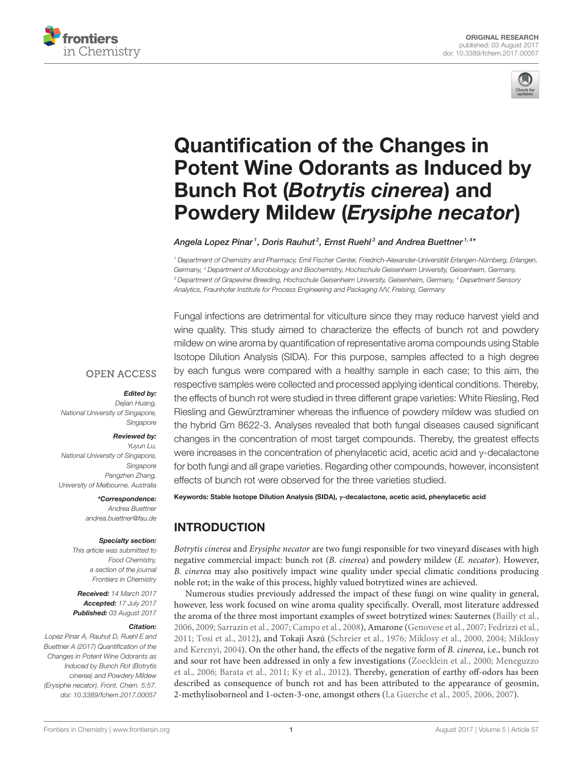ORIGINAL RESEARCH
published: 03 August 2017
doi: 10.3389/fchem.2017.00057

# Quantification of the Changes in Potent Wine Odorants as Induced by Bunch Rot (*Botrytis cinerea*) and Powdery Mildew (*Erysiphe necator*)

*Angela Lopez Pinar[1], Doris Rauhut[2], Ernst Ruehl[3] and Andrea Buettner[1,4]**

[1] Department of Chemistry and Pharmacy, Emil Fischer Center, Friedrich-Alexander-Universität Erlangen-Nürnberg, Erlangen, Germany, [2] Department of Microbiology and Biochemistry, Hochschule Geisenheim University, Geisenheim, Germany, [3] Department of Grapevine Breeding, Hochschule Geisenheim University, Geisenheim, Germany, [4] Department Sensory Analytics, Fraunhofer Institute for Process Engineering and Packaging IVV, Freising, Germany

OPEN ACCESS

***Edited by:***
Dejian Huang,
National University of Singapore, Singapore

***Reviewed by:***
Yuyun Lu,
National University of Singapore, Singapore
Pangzhen Zhang,
University of Melbourne, Australia

***\*Correspondence:***
Andrea Buettner
andrea.buettner@fau.de

***Specialty section:***
This article was submitted to Food Chemistry, a section of the journal Frontiers in Chemistry

***Received:*** 14 March 2017
***Accepted:*** 17 July 2017
***Published:*** 03 August 2017

***Citation:***
Lopez Pinar A, Rauhut D, Ruehl E and Buettner A (2017) Quantification of the Changes in Potent Wine Odorants as Induced by Bunch Rot (Botrytis cinerea) and Powdery Mildew (Erysiphe necator). Front. Chem. 5:57. doi: 10.3389/fchem.2017.00057

Fungal infections are detrimental for viticulture since they may reduce harvest yield and wine quality. This study aimed to characterize the effects of bunch rot and powdery mildew on wine aroma by quantification of representative aroma compounds using Stable Isotope Dilution Analysis (SIDA). For this purpose, samples affected to a high degree by each fungus were compared with a healthy sample in each case; to this aim, the respective samples were collected and processed applying identical conditions. Thereby, the effects of bunch rot were studied in three different grape varieties: White Riesling, Red Riesling and Gewürztraminer whereas the influence of powdery mildew was studied on the hybrid Gm 8622-3. Analyses revealed that both fungal diseases caused significant changes in the concentration of most target compounds. Thereby, the greatest effects were increases in the concentration of phenylacetic acid, acetic acid and γ-decalactone for both fungi and all grape varieties. Regarding other compounds, however, inconsistent effects of bunch rot were observed for the three varieties studied.

**Keywords: Stable Isotope Dilution Analysis (SIDA), γ-decalactone, acetic acid, phenylacetic acid**

## INTRODUCTION

*Botrytis cinerea* and *Erysiphe necator* are two fungi responsible for two vineyard diseases with high negative commercial impact: bunch rot (*B. cinerea*) and powdery mildew (*E. necator*). However, *B. cinerea* may also positively impact wine quality under special climatic conditions producing noble rot; in the wake of this process, highly valued botrytized wines are achieved.

Numerous studies previously addressed the impact of these fungi on wine quality in general, however, less work focused on wine aroma quality specifically. Overall, most literature addressed the aroma of the three most important examples of sweet botrytized wines: Sauternes (Bailly et al., 2006, 2009; Sarrazin et al., 2007; Campo et al., 2008), Amarone (Genovese et al., 2007; Fedrizzi et al., 2011; Tosi et al., 2012), and Tokaji Aszú (Schreier et al., 1976; Miklosy et al., 2000, 2004; Miklosy and Kerenyi, 2004). On the other hand, the effects of the negative form of *B. cinerea*, i.e., bunch rot and sour rot have been addressed in only a few investigations (Zoecklein et al., 2000; Meneguzzo et al., 2006; Barata et al., 2011; Ky et al., 2012). Thereby, generation of earthy off-odors has been described as consequence of bunch rot and has been attributed to the appearance of geosmin, 2-methylisoborneol and 1-octen-3-one, amongst others (La Guerche et al., 2005, 2006, 2007).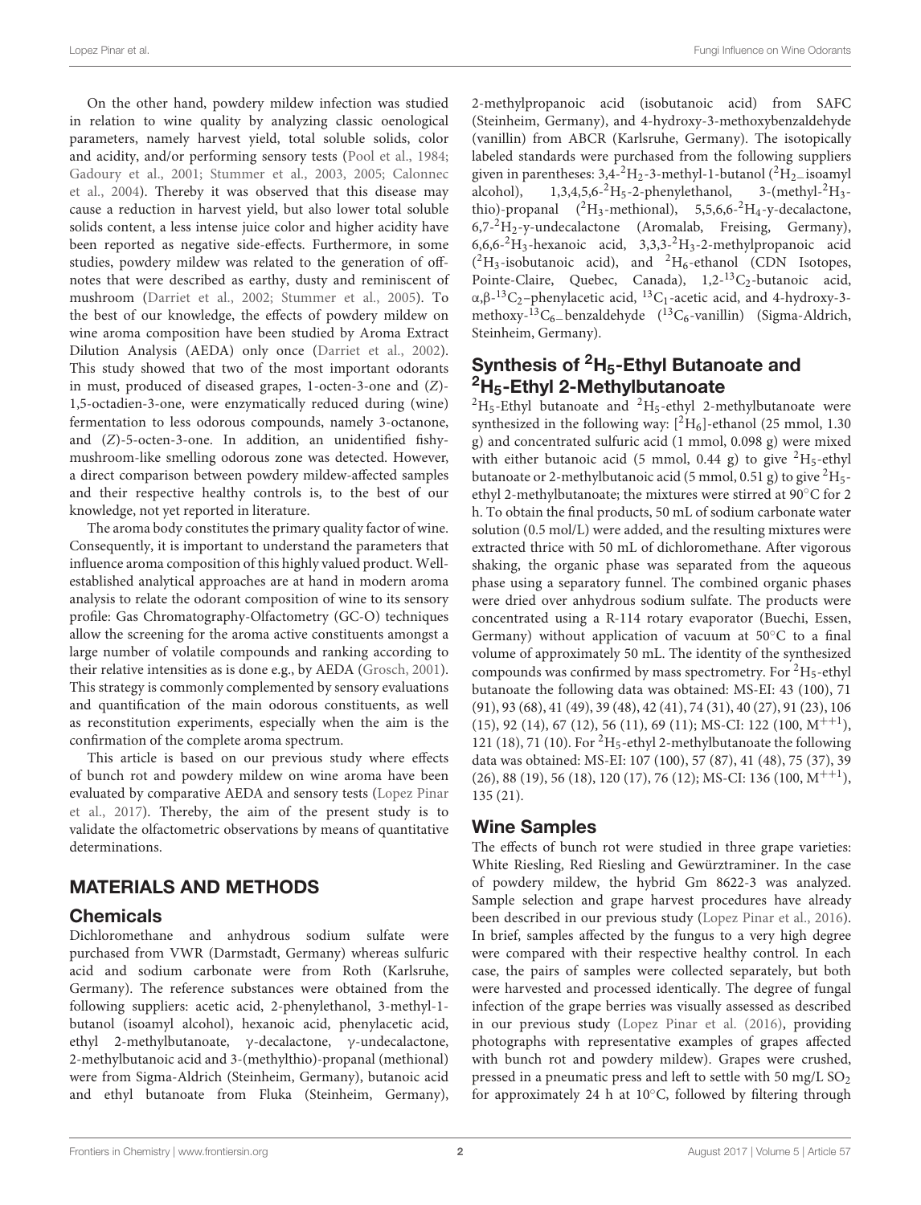On the other hand, powdery mildew infection was studied in relation to wine quality by analyzing classic oenological parameters, namely harvest yield, total soluble solids, color and acidity, and/or performing sensory tests (Pool et al., 1984; Gadoury et al., 2001; Stummer et al., 2003, 2005; Calonnec et al., 2004). Thereby it was observed that this disease may cause a reduction in harvest yield, but also lower total soluble solids content, a less intense juice color and higher acidity have been reported as negative side-effects. Furthermore, in some studies, powdery mildew was related to the generation of off-notes that were described as earthy, dusty and reminiscent of mushroom (Darriet et al., 2002; Stummer et al., 2005). To the best of our knowledge, the effects of powdery mildew on wine aroma composition have been studied by Aroma Extract Dilution Analysis (AEDA) only once (Darriet et al., 2002). This study showed that two of the most important odorants in must, produced of diseased grapes, 1-octen-3-one and (*Z*)-1,5-octadien-3-one, were enzymatically reduced during (wine) fermentation to less odorous compounds, namely 3-octanone, and (*Z*)-5-octen-3-one. In addition, an unidentified fishy-mushroom-like smelling odorous zone was detected. However, a direct comparison between powdery mildew-affected samples and their respective healthy controls is, to the best of our knowledge, not yet reported in literature.

The aroma body constitutes the primary quality factor of wine. Consequently, it is important to understand the parameters that influence aroma composition of this highly valued product. Well-established analytical approaches are at hand in modern aroma analysis to relate the odorant composition of wine to its sensory profile: Gas Chromatography-Olfactometry (GC-O) techniques allow the screening for the aroma active constituents amongst a large number of volatile compounds and ranking according to their relative intensities as is done e.g., by AEDA (Grosch, 2001). This strategy is commonly complemented by sensory evaluations and quantification of the main odorous constituents, as well as reconstitution experiments, especially when the aim is the confirmation of the complete aroma spectrum.

This article is based on our previous study where effects of bunch rot and powdery mildew on wine aroma have been evaluated by comparative AEDA and sensory tests (Lopez Pinar et al., 2017). Thereby, the aim of the present study is to validate the olfactometric observations by means of quantitative determinations.

# MATERIALS AND METHODS

## Chemicals

Dichloromethane and anhydrous sodium sulfate were purchased from VWR (Darmstadt, Germany) whereas sulfuric acid and sodium carbonate were from Roth (Karlsruhe, Germany). The reference substances were obtained from the following suppliers: acetic acid, 2-phenylethanol, 3-methyl-1-butanol (isoamyl alcohol), hexanoic acid, phenylacetic acid, ethyl 2-methylbutanoate, γ-decalactone, γ-undecalactone, 2-methylbutanoic acid and 3-(methylthio)-propanal (methional) were from Sigma-Aldrich (Steinheim, Germany), butanoic acid and ethyl butanoate from Fluka (Steinheim, Germany), 2-methylpropanoic acid (isobutanoic acid) from SAFC (Steinheim, Germany), and 4-hydroxy-3-methoxybenzaldehyde (vanillin) from ABCR (Karlsruhe, Germany). The isotopically labeled standards were purchased from the following suppliers given in parentheses: 3,4-$^2H_2$-3-methyl-1-butanol ($^2H_2$-isoamyl alcohol), 1,3,4,5,6-$^2H_5$-2-phenylethanol, 3-(methyl-$^2H_3$-thio)-propanal ($^2H_3$-methional), 5,5,6,6-$^2H_4$-γ-decalactone, 6,7-$^2H_2$-γ-undecalactone (Aromalab, Freising, Germany), 6,6,6-$^2H_3$-hexanoic acid, 3,3,3-$^2H_3$-2-methylpropanoic acid ($^2H_3$-isobutanoic acid), and $^2H_6$-ethanol (CDN Isotopes, Pointe-Claire, Quebec, Canada), 1,2-$^{13}C_2$-butanoic acid, α,β-$^{13}C_2$-phenylacetic acid, $^{13}C_1$-acetic acid, and 4-hydroxy-3-methoxy-$^{13}C_6$-benzaldehyde ($^{13}C_6$-vanillin) (Sigma-Aldrich, Steinheim, Germany).

## Synthesis of $^2H_5$-Ethyl Butanoate and $^2H_5$-Ethyl 2-Methylbutanoate

$^2H_5$-Ethyl butanoate and $^2H_5$-ethyl 2-methylbutanoate were synthesized in the following way: [$^2H_6$]-ethanol (25 mmol, 1.30 g) and concentrated sulfuric acid (1 mmol, 0.098 g) were mixed with either butanoic acid (5 mmol, 0.44 g) to give $^2H_5$-ethyl butanoate or 2-methylbutanoic acid (5 mmol, 0.51 g) to give $^2H_5$-ethyl 2-methylbutanoate; the mixtures were stirred at 90°C for 2 h. To obtain the final products, 50 mL of sodium carbonate water solution (0.5 mol/L) were added, and the resulting mixtures were extracted thrice with 50 mL of dichloromethane. After vigorous shaking, the organic phase was separated from the aqueous phase using a separatory funnel. The combined organic phases were dried over anhydrous sodium sulfate. The products were concentrated using a R-114 rotary evaporator (Buechi, Essen, Germany) without application of vacuum at 50°C to a final volume of approximately 50 mL. The identity of the synthesized compounds was confirmed by mass spectrometry. For $^2H_5$-ethyl butanoate the following data was obtained: MS-EI: 43 (100), 71 (91), 93 (68), 41 (49), 39 (48), 42 (41), 74 (31), 40 (27), 91 (23), 106 (15), 92 (14), 67 (12), 56 (11), 69 (11); MS-CI: 122 (100, $M^{++1}$), 121 (18), 71 (10). For $^2H_5$-ethyl 2-methylbutanoate the following data was obtained: MS-EI: 107 (100), 57 (87), 41 (48), 75 (37), 39 (26), 88 (19), 56 (18), 120 (17), 76 (12); MS-CI: 136 (100, $M^{++1}$), 135 (21).

## Wine Samples

The effects of bunch rot were studied in three grape varieties: White Riesling, Red Riesling and Gewürztraminer. In the case of powdery mildew, the hybrid Gm 8622-3 was analyzed. Sample selection and grape harvest procedures have already been described in our previous study (Lopez Pinar et al., 2016). In brief, samples affected by the fungus to a very high degree were compared with their respective healthy control. In each case, the pairs of samples were collected separately, but both were harvested and processed identically. The degree of fungal infection of the grape berries was visually assessed as described in our previous study (Lopez Pinar et al. (2016), providing photographs with representative examples of grapes affected with bunch rot and powdery mildew). Grapes were crushed, pressed in a pneumatic press and left to settle with 50 mg/L $SO_2$ for approximately 24 h at 10°C, followed by filtering through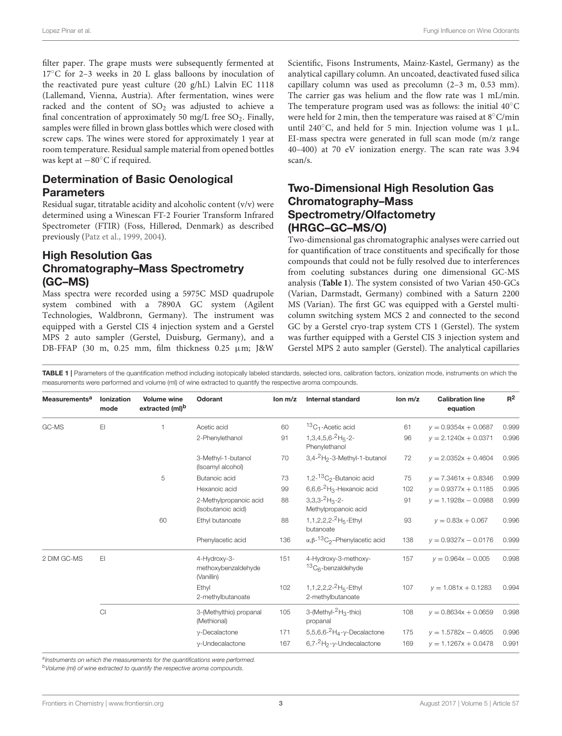filter paper. The grape musts were subsequently fermented at 17°C for 2–3 weeks in 20 L glass balloons by inoculation of the reactivated pure yeast culture (20 g/hL) Lalvin EC 1118 (Lallemand, Vienna, Austria). After fermentation, wines were racked and the content of $SO_2$ was adjusted to achieve a final concentration of approximately 50 mg/L free $SO_2$. Finally, samples were filled in brown glass bottles which were closed with screw caps. The wines were stored for approximately 1 year at room temperature. Residual sample material from opened bottles was kept at −80°C if required.

## Determination of Basic Oenological Parameters

Residual sugar, titratable acidity and alcoholic content (v/v) were determined using a Winescan FT-2 Fourier Transform Infrared Spectrometer (FTIR) (Foss, Hillerød, Denmark) as described previously (Patz et al., 1999, 2004).

## High Resolution Gas Chromatography–Mass Spectrometry (GC–MS)

Mass spectra were recorded using a 5975C MSD quadrupole system combined with a 7890A GC system (Agilent Technologies, Waldbronn, Germany). The instrument was equipped with a Gerstel CIS 4 injection system and a Gerstel MPS 2 auto sampler (Gerstel, Duisburg, Germany), and a DB-FFAP (30 m, 0.25 mm, film thickness 0.25 μm; J&W Scientific, Fisons Instruments, Mainz-Kastel, Germany) as the analytical capillary column. An uncoated, deactivated fused silica capillary column was used as precolumn (2–3 m, 0.53 mm). The carrier gas was helium and the flow rate was 1 mL/min. The temperature program used was as follows: the initial 40°C were held for 2 min, then the temperature was raised at 8°C/min until 240°C, and held for 5 min. Injection volume was 1 μL. EI-mass spectra were generated in full scan mode (m/z range 40–400) at 70 eV ionization energy. The scan rate was 3.94 scan/s.

## Two-Dimensional High Resolution Gas Chromatography–Gas Chromatography–Mass Spectrometry/Olfactometry (HRGC–GC–MS/O)

Two-dimensional gas chromatographic analyses were carried out for quantification of trace constituents and specifically for those compounds that could not be fully resolved due to interferences from coeluting substances during one dimensional GC-MS analysis (**Table 1**). The system consisted of two Varian 450-GCs (Varian, Darmstadt, Germany) combined with a Saturn 2200 MS (Varian). The first GC was equipped with a Gerstel multi-column switching system MCS 2 and connected to the second GC by a Gerstel cryo-trap system CTS 1 (Gerstel). The system was further equipped with a Gerstel CIS 3 injection system and Gerstel MPS 2 auto sampler (Gerstel). The analytical capillaries

**TABLE 1 |** Parameters of the quantification method including isotopically labeled standards, selected ions, calibration factors, ionization mode, instruments on which the measurements were performed and volume (ml) of wine extracted to quantify the respective aroma compounds.

| Measurements[a] | Ionization mode | Volume wine extracted (ml)[b] | Odorant | Ion m/z | Internal standard | Ion m/z | Calibration line equation | $R^2$ |
|---|---|---|---|---|---|---|---|---|
| GC-MS | EI | 1 | Acetic acid | 60 | $^{13}C_1$-Acetic acid | 61 | $y = 0.9354x + 0.0687$ | 0.999 |
| | | | 2-Phenylethanol | 91 | 1,3,4,5,6-$^2H_5$-2-Phenylethanol | 96 | $y = 2.1240x + 0.0371$ | 0.996 |
| | | | 3-Methyl-1-butanol (Isoamyl alcohol) | 70 | 3,4-$^2H_2$-3-Methyl-1-butanol | 72 | $y = 2.0352x + 0.4604$ | 0.995 |
| | | 5 | Butanoic acid | 73 | 1,2-$^{13}C_2$-Butanoic acid | 75 | $y = 7.3461x + 0.8346$ | 0.999 |
| | | | Hexanoic acid | 99 | 6,6,6-$^2H_3$-Hexanoic acid | 102 | $y = 0.9377x + 0.1185$ | 0.995 |
| | | | 2-Methylpropanoic acid (Isobutanoic acid) | 88 | 3,3,3-$^2H_3$-2-Methylpropanoic acid | 91 | $y = 1.1928x − 0.0988$ | 0.999 |
| | | 60 | Ethyl butanoate | 88 | 1,1,2,2,2-$^2H_5$-Ethyl butanoate | 93 | $y = 0.83x + 0.067$ | 0.996 |
| | | | Phenylacetic acid | 136 | α,β-$^{13}C_2$–Phenylacetic acid | 138 | $y = 0.9327x − 0.0176$ | 0.999 |
| 2 DIM GC-MS | EI | | 4-Hydroxy-3-methoxybenzaldehyde (Vanillin) | 151 | 4-Hydroxy-3-methoxy-$^{13}C_6$-benzaldehyde | 157 | $y = 0.964x − 0.005$ | 0.998 |
| | | | Ethyl 2-methylbutanoate | 102 | 1,1,2,2,2-$^2H_5$-Ethyl 2-methylbutanoate | 107 | $y = 1.081x + 0.1283$ | 0.994 |
| | CI | | 3-(Methylthio) propanal (Methional) | 105 | 3-(Methyl-$^2H_3$-thio) propanal | 108 | $y = 0.8634x + 0.0659$ | 0.998 |
| | | | γ-Decalactone | 171 | 5,5,6,6-$^2H_4$-γ-Decalactone | 175 | $y = 1.5782x − 0.4605$ | 0.996 |
| | | | γ-Undecalactone | 167 | 6,7-$^2H_2$-γ-Undecalactone | 169 | $y = 1.1267x + 0.0478$ | 0.991 |

[a]Instruments on which the measurements for the quantifications were performed.
[b]Volume (ml) of wine extracted to quantify the respective aroma compounds.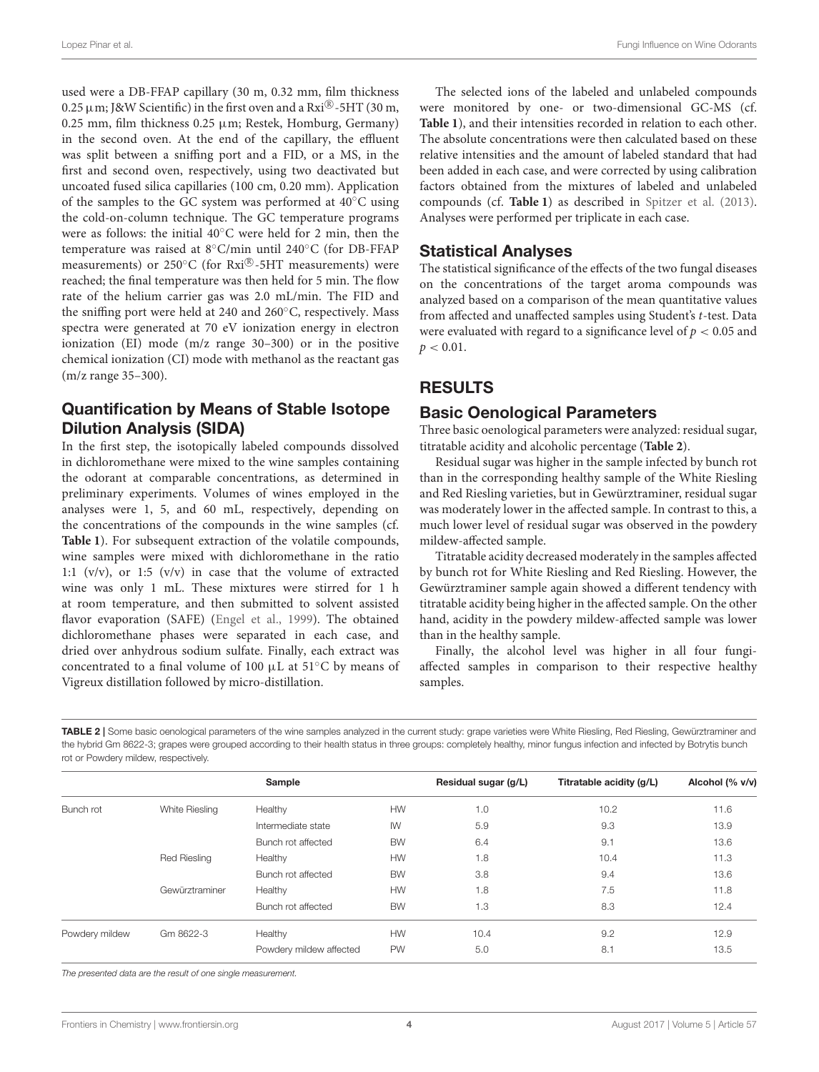used were a DB-FFAP capillary (30 m, 0.32 mm, film thickness 0.25 µm; J&W Scientific) in the first oven and a Rxi®-5HT (30 m, 0.25 mm, film thickness 0.25 µm; Restek, Homburg, Germany) in the second oven. At the end of the capillary, the effluent was split between a sniffing port and a FID, or a MS, in the first and second oven, respectively, using two deactivated but uncoated fused silica capillaries (100 cm, 0.20 mm). Application of the samples to the GC system was performed at 40°C using the cold-on-column technique. The GC temperature programs were as follows: the initial 40°C were held for 2 min, then the temperature was raised at 8°C/min until 240°C (for DB-FFAP measurements) or 250°C (for Rxi®-5HT measurements) were reached; the final temperature was then held for 5 min. The flow rate of the helium carrier gas was 2.0 mL/min. The FID and the sniffing port were held at 240 and 260°C, respectively. Mass spectra were generated at 70 eV ionization energy in electron ionization (EI) mode (m/z range 30–300) or in the positive chemical ionization (CI) mode with methanol as the reactant gas (m/z range 35–300).

## Quantification by Means of Stable Isotope Dilution Analysis (SIDA)

In the first step, the isotopically labeled compounds dissolved in dichloromethane were mixed to the wine samples containing the odorant at comparable concentrations, as determined in preliminary experiments. Volumes of wines employed in the analyses were 1, 5, and 60 mL, respectively, depending on the concentrations of the compounds in the wine samples (cf. **Table 1**). For subsequent extraction of the volatile compounds, wine samples were mixed with dichloromethane in the ratio 1:1 (v/v), or 1:5 (v/v) in case that the volume of extracted wine was only 1 mL. These mixtures were stirred for 1 h at room temperature, and then submitted to solvent assisted flavor evaporation (SAFE) (Engel et al., 1999). The obtained dichloromethane phases were separated in each case, and dried over anhydrous sodium sulfate. Finally, each extract was concentrated to a final volume of 100 µL at 51°C by means of Vigreux distillation followed by micro-distillation.

The selected ions of the labeled and unlabeled compounds were monitored by one- or two-dimensional GC-MS (cf. **Table 1**), and their intensities recorded in relation to each other. The absolute concentrations were then calculated based on these relative intensities and the amount of labeled standard that had been added in each case, and were corrected by using calibration factors obtained from the mixtures of labeled and unlabeled compounds (cf. **Table 1**) as described in Spitzer et al. (2013). Analyses were performed per triplicate in each case.

## Statistical Analyses

The statistical significance of the effects of the two fungal diseases on the concentrations of the target aroma compounds was analyzed based on a comparison of the mean quantitative values from affected and unaffected samples using Student's $t$-test. Data were evaluated with regard to a significance level of $p < 0.05$ and $p < 0.01$.

# RESULTS

## Basic Oenological Parameters

Three basic oenological parameters were analyzed: residual sugar, titratable acidity and alcoholic percentage (**Table 2**).

Residual sugar was higher in the sample infected by bunch rot than in the corresponding healthy sample of the White Riesling and Red Riesling varieties, but in Gewürztraminer, residual sugar was moderately lower in the affected sample. In contrast to this, a much lower level of residual sugar was observed in the powdery mildew-affected sample.

Titratable acidity decreased moderately in the samples affected by bunch rot for White Riesling and Red Riesling. However, the Gewürztraminer sample again showed a different tendency with titratable acidity being higher in the affected sample. On the other hand, acidity in the powdery mildew-affected sample was lower than in the healthy sample.

Finally, the alcohol level was higher in all four fungi-affected samples in comparison to their respective healthy samples.

**TABLE 2** | Some basic oenological parameters of the wine samples analyzed in the current study: grape varieties were White Riesling, Red Riesling, Gewürztraminer and the hybrid Gm 8622-3; grapes were grouped according to their health status in three groups: completely healthy, minor fungus infection and infected by Botrytis bunch rot or Powdery mildew, respectively.

| Sample | | | | Residual sugar (g/L) | Titratable acidity (g/L) | Alcohol (% v/v) |
|---|---|---|---|---|---|---|
| Bunch rot | White Riesling | Healthy | HW | 1.0 | 10.2 | 11.6 |
| | | Intermediate state | IW | 5.9 | 9.3 | 13.9 |
| | | Bunch rot affected | BW | 6.4 | 9.1 | 13.6 |
| | Red Riesling | Healthy | HW | 1.8 | 10.4 | 11.3 |
| | | Bunch rot affected | BW | 3.8 | 9.4 | 13.6 |
| | Gewürztraminer | Healthy | HW | 1.8 | 7.5 | 11.8 |
| | | Bunch rot affected | BW | 1.3 | 8.3 | 12.4 |
| Powdery mildew | Gm 8622-3 | Healthy | HW | 10.4 | 9.2 | 12.9 |
| | | Powdery mildew affected | PW | 5.0 | 8.1 | 13.5 |

*The presented data are the result of one single measurement.*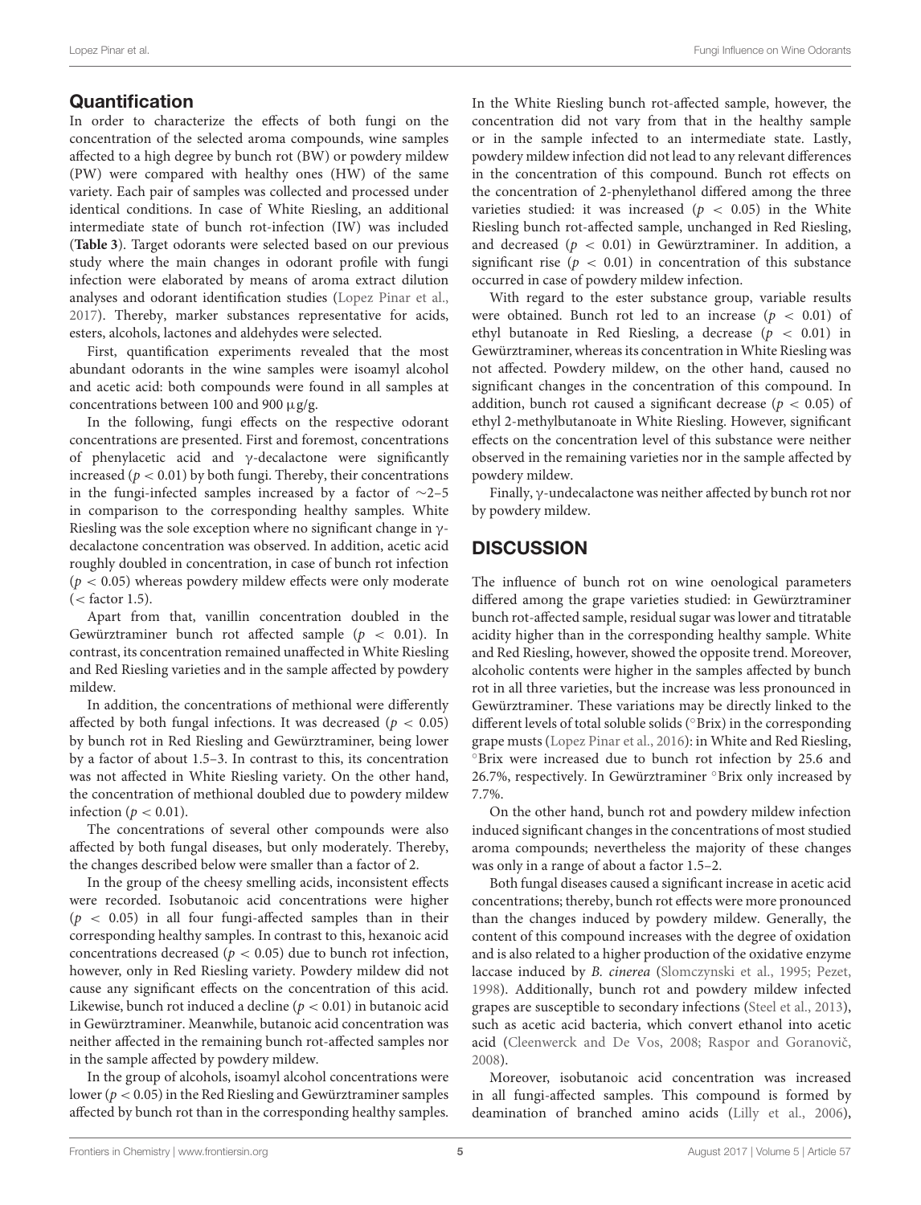## Quantification

In order to characterize the effects of both fungi on the concentration of the selected aroma compounds, wine samples affected to a high degree by bunch rot (BW) or powdery mildew (PW) were compared with healthy ones (HW) of the same variety. Each pair of samples was collected and processed under identical conditions. In case of White Riesling, an additional intermediate state of bunch rot-infection (IW) was included (**Table 3**). Target odorants were selected based on our previous study where the main changes in odorant profile with fungi infection were elaborated by means of aroma extract dilution analyses and odorant identification studies (Lopez Pinar et al., 2017). Thereby, marker substances representative for acids, esters, alcohols, lactones and aldehydes were selected.

First, quantification experiments revealed that the most abundant odorants in the wine samples were isoamyl alcohol and acetic acid: both compounds were found in all samples at concentrations between 100 and 900 μg/g.

In the following, fungi effects on the respective odorant concentrations are presented. First and foremost, concentrations of phenylacetic acid and γ-decalactone were significantly increased ($p < 0.01$) by both fungi. Thereby, their concentrations in the fungi-infected samples increased by a factor of ∼2–5 in comparison to the corresponding healthy samples. White Riesling was the sole exception where no significant change in γ-decalactone concentration was observed. In addition, acetic acid roughly doubled in concentration, in case of bunch rot infection ($p < 0.05$) whereas powdery mildew effects were only moderate (< factor 1.5).

Apart from that, vanillin concentration doubled in the Gewürztraminer bunch rot affected sample ($p < 0.01$). In contrast, its concentration remained unaffected in White Riesling and Red Riesling varieties and in the sample affected by powdery mildew.

In addition, the concentrations of methional were differently affected by both fungal infections. It was decreased ($p < 0.05$) by bunch rot in Red Riesling and Gewürztraminer, being lower by a factor of about 1.5–3. In contrast to this, its concentration was not affected in White Riesling variety. On the other hand, the concentration of methional doubled due to powdery mildew infection ($p < 0.01$).

The concentrations of several other compounds were also affected by both fungal diseases, but only moderately. Thereby, the changes described below were smaller than a factor of 2.

In the group of the cheesy smelling acids, inconsistent effects were recorded. Isobutanoic acid concentrations were higher ($p < 0.05$) in all four fungi-affected samples than in their corresponding healthy samples. In contrast to this, hexanoic acid concentrations decreased ($p < 0.05$) due to bunch rot infection, however, only in Red Riesling variety. Powdery mildew did not cause any significant effects on the concentration of this acid. Likewise, bunch rot induced a decline ($p < 0.01$) in butanoic acid in Gewürztraminer. Meanwhile, butanoic acid concentration was neither affected in the remaining bunch rot-affected samples nor in the sample affected by powdery mildew.

In the group of alcohols, isoamyl alcohol concentrations were lower ($p < 0.05$) in the Red Riesling and Gewürztraminer samples affected by bunch rot than in the corresponding healthy samples. In the White Riesling bunch rot-affected sample, however, the concentration did not vary from that in the healthy sample or in the sample infected to an intermediate state. Lastly, powdery mildew infection did not lead to any relevant differences in the concentration of this compound. Bunch rot effects on the concentration of 2-phenylethanol differed among the three varieties studied: it was increased ($p < 0.05$) in the White Riesling bunch rot-affected sample, unchanged in Red Riesling, and decreased ($p < 0.01$) in Gewürztraminer. In addition, a significant rise ($p < 0.01$) in concentration of this substance occurred in case of powdery mildew infection.

With regard to the ester substance group, variable results were obtained. Bunch rot led to an increase ($p < 0.01$) of ethyl butanoate in Red Riesling, a decrease ($p < 0.01$) in Gewürztraminer, whereas its concentration in White Riesling was not affected. Powdery mildew, on the other hand, caused no significant changes in the concentration of this compound. In addition, bunch rot caused a significant decrease ($p < 0.05$) of ethyl 2-methylbutanoate in White Riesling. However, significant effects on the concentration level of this substance were neither observed in the remaining varieties nor in the sample affected by powdery mildew.

Finally, γ-undecalactone was neither affected by bunch rot nor by powdery mildew.

## DISCUSSION

The influence of bunch rot on wine oenological parameters differed among the grape varieties studied: in Gewürztraminer bunch rot-affected sample, residual sugar was lower and titratable acidity higher than in the corresponding healthy sample. White and Red Riesling, however, showed the opposite trend. Moreover, alcoholic contents were higher in the samples affected by bunch rot in all three varieties, but the increase was less pronounced in Gewürztraminer. These variations may be directly linked to the different levels of total soluble solids (°Brix) in the corresponding grape musts (Lopez Pinar et al., 2016): in White and Red Riesling, °Brix were increased due to bunch rot infection by 25.6 and 26.7%, respectively. In Gewürztraminer °Brix only increased by 7.7%.

On the other hand, bunch rot and powdery mildew infection induced significant changes in the concentrations of most studied aroma compounds; nevertheless the majority of these changes was only in a range of about a factor 1.5–2.

Both fungal diseases caused a significant increase in acetic acid concentrations; thereby, bunch rot effects were more pronounced than the changes induced by powdery mildew. Generally, the content of this compound increases with the degree of oxidation and is also related to a higher production of the oxidative enzyme laccase induced by *B. cinerea* (Slomczynski et al., 1995; Pezet, 1998). Additionally, bunch rot and powdery mildew infected grapes are susceptible to secondary infections (Steel et al., 2013), such as acetic acid bacteria, which convert ethanol into acetic acid (Cleenwerck and De Vos, 2008; Raspor and Goranovič, 2008).

Moreover, isobutanoic acid concentration was increased in all fungi-affected samples. This compound is formed by deamination of branched amino acids (Lilly et al., 2006),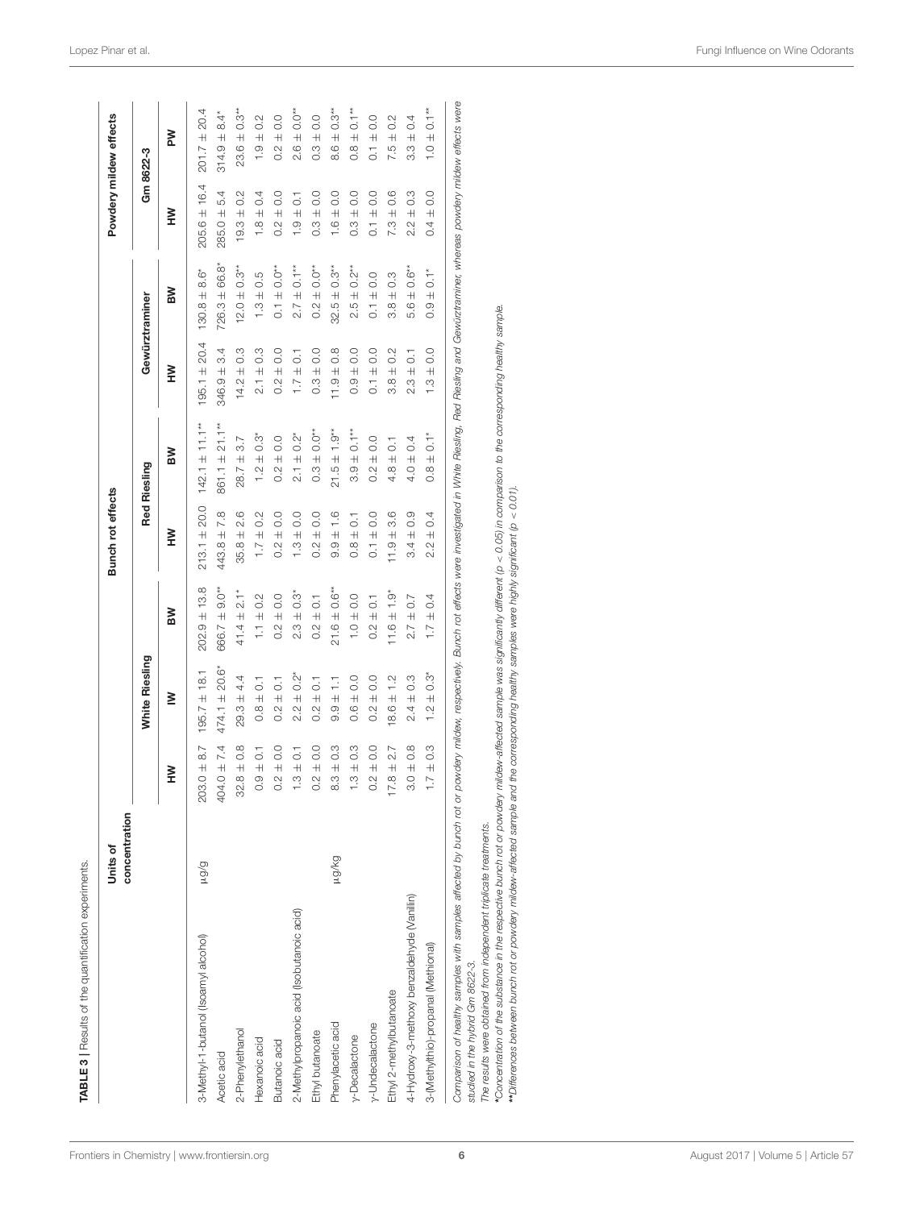**TABLE 3 |** Results of the quantification experiments.

| | Units of concentration | Bunch rot effects | | | | | | | | Powdery mildew effects | |
|---|---|---|---|---|---|---|---|---|---|---|---|
| | | White Riesling | | | Red Riesling | | Gewürztraminer | | | Gm 8622-3 | |
| | | HW | IW | BW | HW | BW | HW | BW | | HW | PW |
| 3-Methyl-1-butanol (Isoamyl alcohol) | µg/g | 203.0 ± 8.7 | 195.7 ± 18.1 | 202.9 ± 13.8 | 213.1 ± 20.0 | 142.1 ± 11.1** | 195.1 ± 20.4 | 130.8 ± 8.6* | | 205.6 ± 16.4 | 201.7 ± 20.4 |
| Acetic acid | | 404.0 ± 7.4 | 474.1 ± 20.6* | 666.7 ± 9.0** | 443.8 ± 7.8 | 861.1 ± 21.1** | 346.9 ± 3.4 | 726.3 ± 66.8* | | 285.0 ± 5.4 | 314.9 ± 8.4* |
| 2-Phenylethanol | | 32.8 ± 0.8 | 29.3 ± 4.4 | 41.4 ± 2.1* | 35.8 ± 2.6 | 28.7 ± 3.7 | 14.2 ± 0.3 | 12.0 ± 0.3** | | 19.3 ± 0.2 | 23.6 ± 0.3** |
| Hexanoic acid | | 0.9 ± 0.1 | 0.8 ± 0.1 | 1.1 ± 0.2 | 1.7 ± 0.2 | 1.2 ± 0.3* | 2.1 ± 0.3 | 1.3 ± 0.5 | | 1.8 ± 0.4 | 1.9 ± 0.2 |
| Butanoic acid | | 0.2 ± 0.0 | 0.2 ± 0.1 | 0.2 ± 0.0 | 0.2 ± 0.0 | 0.2 ± 0.0 | 0.2 ± 0.0 | 0.1 ± 0.0** | | 0.2 ± 0.0 | 0.2 ± 0.0 |
| 2-Methylpropanoic acid (Isobutanoic acid) | | 1.3 ± 0.1 | 2.2 ± 0.2* | 2.3 ± 0.3* | 1.3 ± 0.0 | 2.1 ± 0.2* | 1.7 ± 0.1 | 2.7 ± 0.1** | | 1.9 ± 0.1 | 2.6 ± 0.0** |
| Ethyl butanoate | | 0.2 ± 0.0 | 0.2 ± 0.1 | 0.2 ± 0.1 | 0.2 ± 0.0 | 0.3 ± 0.0** | 0.3 ± 0.0 | 0.2 ± 0.0** | | 0.3 ± 0.0 | 0.3 ± 0.0 |
| Phenylacetic acid | µg/kg | 8.3 ± 0.3 | 9.9 ± 1.1 | 21.6 ± 0.6** | 9.9 ± 1.6 | 21.5 ± 1.9** | 11.9 ± 0.8 | 32.5 ± 0.3** | | 1.6 ± 0.0 | 8.6 ± 0.3** |
| γ-Decalactone | | 1.3 ± 0.3 | 0.6 ± 0.0 | 1.0 ± 0.0 | 0.8 ± 0.1 | 3.9 ± 0.1** | 0.9 ± 0.0 | 2.5 ± 0.2** | | 0.3 ± 0.0 | 0.8 ± 0.1** |
| γ-Undecalactone | | 0.2 ± 0.0 | 0.2 ± 0.0 | 0.2 ± 0.1 | 0.1 ± 0.0 | 0.2 ± 0.0 | 0.1 ± 0.0 | 0.1 ± 0.0 | | 0.1 ± 0.0 | 0.1 ± 0.0 |
| Ethyl 2-methylbutanoate | | 17.8 ± 2.7 | 18.6 ± 1.2 | 11.6 ± 1.9* | 11.9 ± 3.6 | 4.8 ± 0.1 | 3.8 ± 0.2 | 3.8 ± 0.3 | | 7.3 ± 0.6 | 7.5 ± 0.2 |
| 4-Hydroxy-3-methoxy benzaldehyde (Vanillin) | | 3.0 ± 0.8 | 2.4 ± 0.3 | 2.7 ± 0.7 | 3.4 ± 0.9 | 4.0 ± 0.4 | 2.3 ± 0.1 | 5.6 ± 0.6** | | 2.2 ± 0.3 | 3.3 ± 0.4 |
| 3-(Methylthio)-propanal (Methional) | | 1.7 ± 0.3 | 1.2 ± 0.3* | 1.7 ± 0.4 | 2.2 ± 0.4 | 0.8 ± 0.1* | 1.3 ± 0.0 | 0.9 ± 0.1* | | 0.4 ± 0.0 | 1.0 ± 0.1** |

*Comparison of healthy samples with samples affected by bunch rot or powdery mildew, respectively. Bunch rot effects were investigated in White Riesling, Red Riesling and Gewürztraminer, whereas powdery mildew effects were studied in the hybrid Gm 8622-3.*

*The results were obtained from independent triplicate treatments.*

**\*** *Concentration of the substance in the respective bunch rot or powdery mildew-affected sample was significantly different ($p < 0.05$) in comparison to the corresponding healthy sample.*

**\*\*** *Differences between bunch rot or powdery mildew-affected sample and the corresponding healthy samples were highly significant ($p < 0.01$).*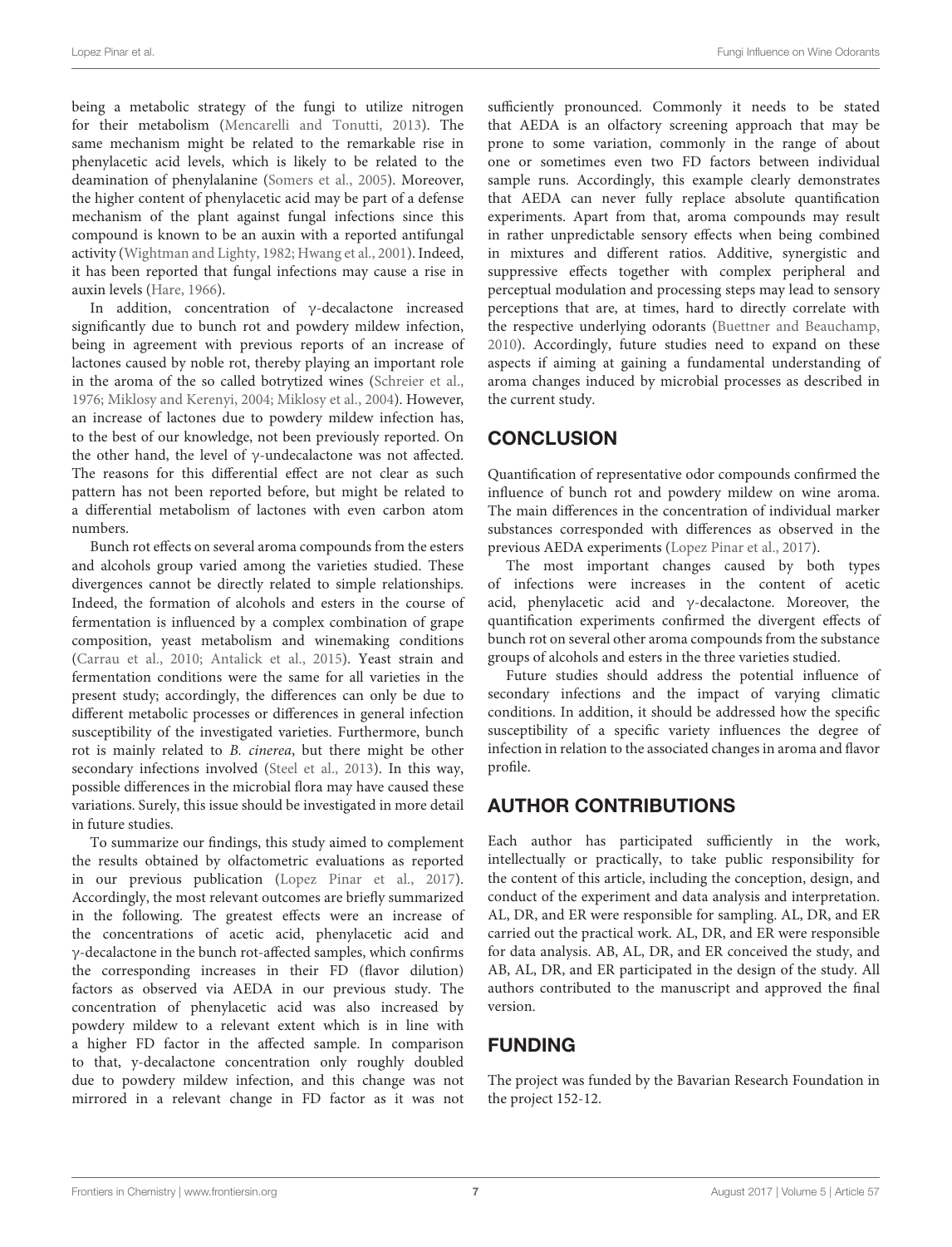being a metabolic strategy of the fungi to utilize nitrogen for their metabolism (Mencarelli and Tonutti, 2013). The same mechanism might be related to the remarkable rise in phenylacetic acid levels, which is likely to be related to the deamination of phenylalanine (Somers et al., 2005). Moreover, the higher content of phenylacetic acid may be part of a defense mechanism of the plant against fungal infections since this compound is known to be an auxin with a reported antifungal activity (Wightman and Lighty, 1982; Hwang et al., 2001). Indeed, it has been reported that fungal infections may cause a rise in auxin levels (Hare, 1966).

In addition, concentration of γ-decalactone increased significantly due to bunch rot and powdery mildew infection, being in agreement with previous reports of an increase of lactones caused by noble rot, thereby playing an important role in the aroma of the so called botrytized wines (Schreier et al., 1976; Miklosy and Kerenyi, 2004; Miklosy et al., 2004). However, an increase of lactones due to powdery mildew infection has, to the best of our knowledge, not been previously reported. On the other hand, the level of γ-undecalactone was not affected. The reasons for this differential effect are not clear as such pattern has not been reported before, but might be related to a differential metabolism of lactones with even carbon atom numbers.

Bunch rot effects on several aroma compounds from the esters and alcohols group varied among the varieties studied. These divergences cannot be directly related to simple relationships. Indeed, the formation of alcohols and esters in the course of fermentation is influenced by a complex combination of grape composition, yeast metabolism and winemaking conditions (Carrau et al., 2010; Antalick et al., 2015). Yeast strain and fermentation conditions were the same for all varieties in the present study; accordingly, the differences can only be due to different metabolic processes or differences in general infection susceptibility of the investigated varieties. Furthermore, bunch rot is mainly related to *B. cinerea*, but there might be other secondary infections involved (Steel et al., 2013). In this way, possible differences in the microbial flora may have caused these variations. Surely, this issue should be investigated in more detail in future studies.

To summarize our findings, this study aimed to complement the results obtained by olfactometric evaluations as reported in our previous publication (Lopez Pinar et al., 2017). Accordingly, the most relevant outcomes are briefly summarized in the following. The greatest effects were an increase of the concentrations of acetic acid, phenylacetic acid and γ-decalactone in the bunch rot-affected samples, which confirms the corresponding increases in their FD (flavor dilution) factors as observed via AEDA in our previous study. The concentration of phenylacetic acid was also increased by powdery mildew to a relevant extent which is in line with a higher FD factor in the affected sample. In comparison to that, γ-decalactone concentration only roughly doubled due to powdery mildew infection, and this change was not mirrored in a relevant change in FD factor as it was not sufficiently pronounced. Commonly it needs to be stated that AEDA is an olfactory screening approach that may be prone to some variation, commonly in the range of about one or sometimes even two FD factors between individual sample runs. Accordingly, this example clearly demonstrates that AEDA can never fully replace absolute quantification experiments. Apart from that, aroma compounds may result in rather unpredictable sensory effects when being combined in mixtures and different ratios. Additive, synergistic and suppressive effects together with complex peripheral and perceptual modulation and processing steps may lead to sensory perceptions that are, at times, hard to directly correlate with the respective underlying odorants (Buettner and Beauchamp, 2010). Accordingly, future studies need to expand on these aspects if aiming at gaining a fundamental understanding of aroma changes induced by microbial processes as described in the current study.

## CONCLUSION

Quantification of representative odor compounds confirmed the influence of bunch rot and powdery mildew on wine aroma. The main differences in the concentration of individual marker substances corresponded with differences as observed in the previous AEDA experiments (Lopez Pinar et al., 2017).

The most important changes caused by both types of infections were increases in the content of acetic acid, phenylacetic acid and γ-decalactone. Moreover, the quantification experiments confirmed the divergent effects of bunch rot on several other aroma compounds from the substance groups of alcohols and esters in the three varieties studied.

Future studies should address the potential influence of secondary infections and the impact of varying climatic conditions. In addition, it should be addressed how the specific susceptibility of a specific variety influences the degree of infection in relation to the associated changes in aroma and flavor profile.

## AUTHOR CONTRIBUTIONS

Each author has participated sufficiently in the work, intellectually or practically, to take public responsibility for the content of this article, including the conception, design, and conduct of the experiment and data analysis and interpretation. AL, DR, and ER were responsible for sampling. AL, DR, and ER carried out the practical work. AL, DR, and ER were responsible for data analysis. AB, AL, DR, and ER conceived the study, and AB, AL, DR, and ER participated in the design of the study. All authors contributed to the manuscript and approved the final version.

## FUNDING

The project was funded by the Bavarian Research Foundation in the project 152-12.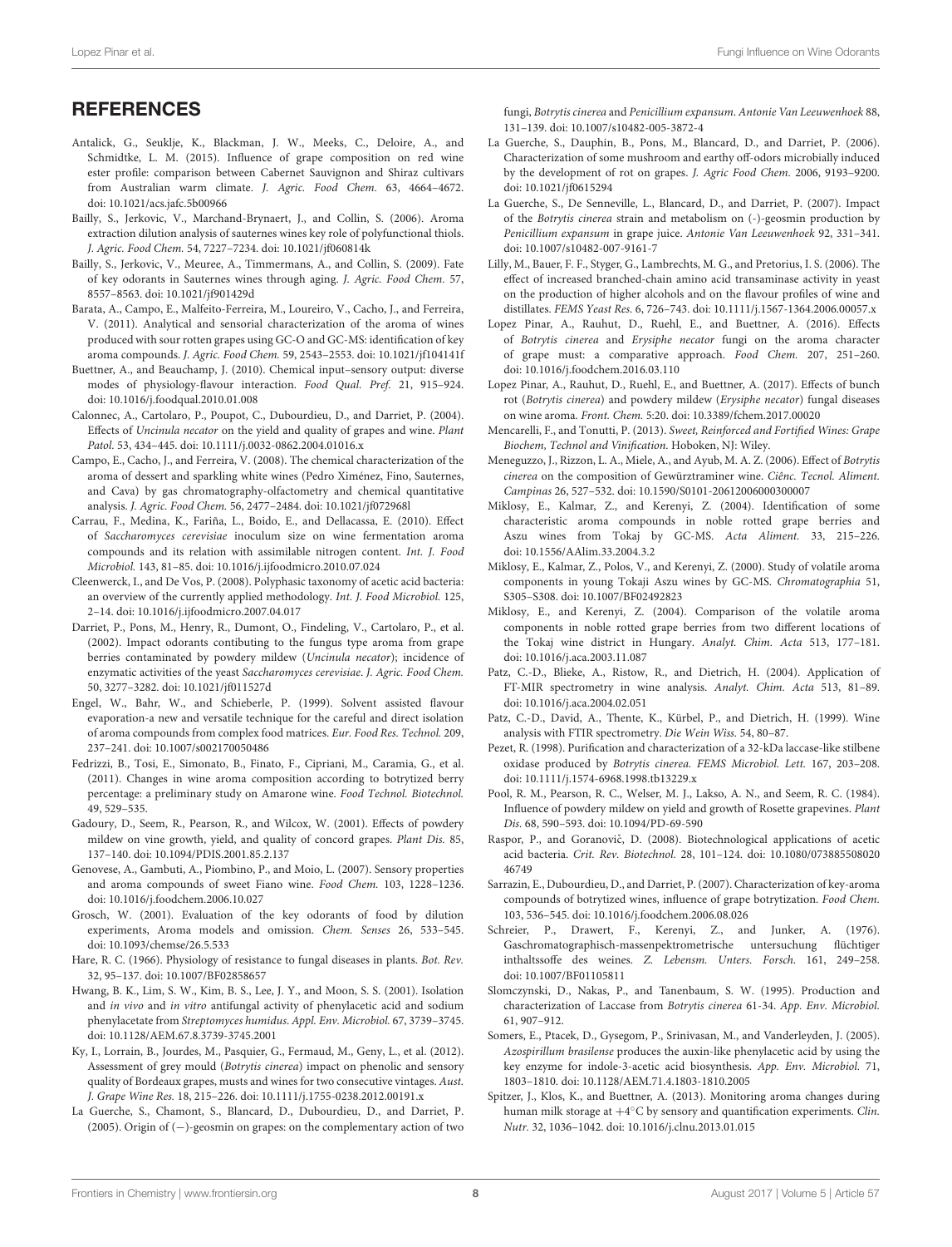## REFERENCES

Antalick, G., Seuklje, K., Blackman, J. W., Meeks, C., Deloire, A., and Schmidtke, L. M. (2015). Influence of grape composition on red wine ester profile: comparison between Cabernet Sauvignon and Shiraz cultivars from Australian warm climate. *J. Agric. Food Chem.* 63, 4664–4672. doi: 10.1021/acs.jafc.5b00966

Bailly, S., Jerkovic, V., Marchand-Brynaert, J., and Collin, S. (2006). Aroma extraction dilution analysis of sauternes wines key role of polyfunctional thiols. *J. Agric. Food Chem.* 54, 7227–7234. doi: 10.1021/jf060814k

Bailly, S., Jerkovic, V., Meuree, A., Timmermans, A., and Collin, S. (2009). Fate of key odorants in Sauternes wines through aging. *J. Agric. Food Chem.* 57, 8557–8563. doi: 10.1021/jf901429d

Barata, A., Campo, E., Malfeito-Ferreira, M., Loureiro, V., Cacho, J., and Ferreira, V. (2011). Analytical and sensorial characterization of the aroma of wines produced with sour rotten grapes using GC-O and GC-MS: identification of key aroma compounds. *J. Agric. Food Chem.* 59, 2543–2553. doi: 10.1021/jf104141f

Buettner, A., and Beauchamp, J. (2010). Chemical input–sensory output: diverse modes of physiology-flavour interaction. *Food Qual. Pref.* 21, 915–924. doi: 10.1016/j.foodqual.2010.01.008

Calonnec, A., Cartolaro, P., Poupot, C., Dubourdieu, D., and Darriet, P. (2004). Effects of *Uncinula necator* on the yield and quality of grapes and wine. *Plant Patol.* 53, 434–445. doi: 10.1111/j.0032-0862.2004.01016.x

Campo, E., Cacho, J., and Ferreira, V. (2008). The chemical characterization of the aroma of dessert and sparkling white wines (Pedro Ximénez, Fino, Sauternes, and Cava) by gas chromatography-olfactometry and chemical quantitative analysis. *J. Agric. Food Chem.* 56, 2477–2484. doi: 10.1021/jf072968l

Carrau, F., Medina, K., Fariña, L., Boido, E., and Dellacassa, E. (2010). Effect of *Saccharomyces cerevisiae* inoculum size on wine fermentation aroma compounds and its relation with assimilable nitrogen content. *Int. J. Food Microbiol.* 143, 81–85. doi: 10.1016/j.ijfoodmicro.2010.07.024

Cleenwerck, I., and De Vos, P. (2008). Polyphasic taxonomy of acetic acid bacteria: an overview of the currently applied methodology. *Int. J. Food Microbiol.* 125, 2–14. doi: 10.1016/j.ijfoodmicro.2007.04.017

Darriet, P., Pons, M., Henry, R., Dumont, O., Findeling, V., Cartolaro, P., et al. (2002). Impact odorants contibuting to the fungus type aroma from grape berries contaminated by powdery mildew (*Uncinula necator*); incidence of enzymatic activities of the yeast *Saccharomyces cerevisiae*. *J. Agric. Food Chem.* 50, 3277–3282. doi: 10.1021/jf011527d

Engel, W., Bahr, W., and Schieberle, P. (1999). Solvent assisted flavour evaporation-a new and versatile technique for the careful and direct isolation of aroma compounds from complex food matrices. *Eur. Food Res. Technol.* 209, 237–241. doi: 10.1007/s002170050486

Fedrizzi, B., Tosi, E., Simonato, B., Finato, F., Cipriani, M., Caramia, G., et al. (2011). Changes in wine aroma composition according to botrytized berry percentage: a preliminary study on Amarone wine. *Food Technol. Biotechnol.* 49, 529–535.

Gadoury, D., Seem, R., Pearson, R., and Wilcox, W. (2001). Effects of powdery mildew on vine growth, yield, and quality of concord grapes. *Plant Dis.* 85, 137–140. doi: 10.1094/PDIS.2001.85.2.137

Genovese, A., Gambuti, A., Piombino, P., and Moio, L. (2007). Sensory properties and aroma compounds of sweet Fiano wine. *Food Chem.* 103, 1228–1236. doi: 10.1016/j.foodchem.2006.10.027

Grosch, W. (2001). Evaluation of the key odorants of food by dilution experiments, Aroma models and omission. *Chem. Senses* 26, 533–545. doi: 10.1093/chemse/26.5.533

Hare, R. C. (1966). Physiology of resistance to fungal diseases in plants. *Bot. Rev.* 32, 95–137. doi: 10.1007/BF02858657

Hwang, B. K., Lim, S. W., Kim, B. S., Lee, J. Y., and Moon, S. S. (2001). Isolation and *in vivo* and *in vitro* antifungal activity of phenylacetic acid and sodium phenylacetate from *Streptomyces humidus*. *Appl. Env. Microbiol.* 67, 3739–3745. doi: 10.1128/AEM.67.8.3739-3745.2001

Ky, I., Lorrain, B., Jourdes, M., Pasquier, G., Fermaud, M., Geny, L., et al. (2012). Assessment of grey mould (*Botrytis cinerea*) impact on phenolic and sensory quality of Bordeaux grapes, musts and wines for two consecutive vintages. *Aust. J. Grape Wine Res.* 18, 215–226. doi: 10.1111/j.1755-0238.2012.00191.x

La Guerche, S., Chamont, S., Blancard, D., Dubourdieu, D., and Darriet, P. (2005). Origin of (−)-geosmin on grapes: on the complementary action of two fungi, *Botrytis cinerea* and *Penicillium expansum*. *Antonie Van Leeuwenhoek* 88, 131–139. doi: 10.1007/s10482-005-3872-4

La Guerche, S., Dauphin, B., Pons, M., Blancard, D., and Darriet, P. (2006). Characterization of some mushroom and earthy off-odors microbially induced by the development of rot on grapes. *J. Agric Food Chem.* 2006, 9193–9200. doi: 10.1021/jf0615294

La Guerche, S., De Senneville, L., Blancard, D., and Darriet, P. (2007). Impact of the *Botrytis cinerea* strain and metabolism on (-)-geosmin production by *Penicillium expansum* in grape juice. *Antonie Van Leeuwenhoek* 92, 331–341. doi: 10.1007/s10482-007-9161-7

Lilly, M., Bauer, F. F., Styger, G., Lambrechts, M. G., and Pretorius, I. S. (2006). The effect of increased branched-chain amino acid transaminase activity in yeast on the production of higher alcohols and on the flavour profiles of wine and distillates. *FEMS Yeast Res.* 6, 726–743. doi: 10.1111/j.1567-1364.2006.00057.x

Lopez Pinar, A., Rauhut, D., Ruehl, E., and Buettner, A. (2016). Effects of *Botrytis cinerea* and *Erysiphe necator* fungi on the aroma character of grape must: a comparative approach. *Food Chem.* 207, 251–260. doi: 10.1016/j.foodchem.2016.03.110

Lopez Pinar, A., Rauhut, D., Ruehl, E., and Buettner, A. (2017). Effects of bunch rot (*Botrytis cinerea*) and powdery mildew (*Erysiphe necator*) fungal diseases on wine aroma. *Front. Chem.* 5:20. doi: 10.3389/fchem.2017.00020

Mencarelli, F., and Tonutti, P. (2013). *Sweet, Reinforced and Fortified Wines: Grape Biochem, Technol and Vinification*. Hoboken, NJ: Wiley.

Meneguzzo, J., Rizzon, L. A., Miele, A., and Ayub, M. A. Z. (2006). Effect of *Botrytis cinerea* on the composition of Gewürztraminer wine. *Ciênc. Tecnol. Aliment. Campinas* 26, 527–532. doi: 10.1590/S0101-20612006000300007

Miklosy, E., Kalmar, Z., and Kerenyi, Z. (2004). Identification of some characteristic aroma compounds in noble rotted grape berries and Aszu wines from Tokaj by GC-MS. *Acta Aliment.* 33, 215–226. doi: 10.1556/AAlim.33.2004.3.2

Miklosy, E., Kalmar, Z., Polos, V., and Kerenyi, Z. (2000). Study of volatile aroma components in young Tokaji Aszu wines by GC-MS. *Chromatographia* 51, S305–S308. doi: 10.1007/BF02492823

Miklosy, E., and Kerenyi, Z. (2004). Comparison of the volatile aroma components in noble rotted grape berries from two different locations of the Tokaj wine district in Hungary. *Analyt. Chim. Acta* 513, 177–181. doi: 10.1016/j.aca.2003.11.087

Patz, C.-D., Blieke, A., Ristow, R., and Dietrich, H. (2004). Application of FT-MIR spectrometry in wine analysis. *Analyt. Chim. Acta* 513, 81–89. doi: 10.1016/j.aca.2004.02.051

Patz, C.-D., David, A., Thente, K., Kürbel, P., and Dietrich, H. (1999). Wine analysis with FTIR spectrometry. *Die Wein Wiss.* 54, 80–87.

Pezet, R. (1998). Purification and characterization of a 32-kDa laccase-like stilbene oxidase produced by *Botrytis cinerea*. *FEMS Microbiol. Lett.* 167, 203–208. doi: 10.1111/j.1574-6968.1998.tb13229.x

Pool, R. M., Pearson, R. C., Welser, M. J., Lakso, A. N., and Seem, R. C. (1984). Influence of powdery mildew on yield and growth of Rosette grapevines. *Plant Dis.* 68, 590–593. doi: 10.1094/PD-69-590

Raspor, P., and Goranovič, D. (2008). Biotechnological applications of acetic acid bacteria. *Crit. Rev. Biotechnol.* 28, 101–124. doi: 10.1080/07388550802046749

Sarrazin, E., Dubourdieu, D., and Darriet, P. (2007). Characterization of key-aroma compounds of botrytized wines, influence of grape botrytization. *Food Chem.* 103, 536–545. doi: 10.1016/j.foodchem.2006.08.026

Schreier, P., Drawert, F., Kerenyi, Z., and Junker, A. (1976). Gaschromatographisch-massenpektrometrische untersuchung flüchtiger inthaltssoffe des weines. *Z. Lebensm. Unters. Forsch.* 161, 249–258. doi: 10.1007/BF01105811

Slomczynski, D., Nakas, P., and Tanenbaum, S. W. (1995). Production and characterization of Laccase from *Botrytis cinerea* 61-34. *App. Env. Microbiol.* 61, 907–912.

Somers, E., Ptacek, D., Gysegom, P., Srinivasan, M., and Vanderleyden, J. (2005). *Azospirillum brasilense* produces the auxin-like phenylacetic acid by using the key enzyme for indole-3-acetic acid biosynthesis. *App. Env. Microbiol.* 71, 1803–1810. doi: 10.1128/AEM.71.4.1803-1810.2005

Spitzer, J., Klos, K., and Buettner, A. (2013). Monitoring aroma changes during human milk storage at +4°C by sensory and quantification experiments. *Clin. Nutr.* 32, 1036–1042. doi: 10.1016/j.clnu.2013.01.015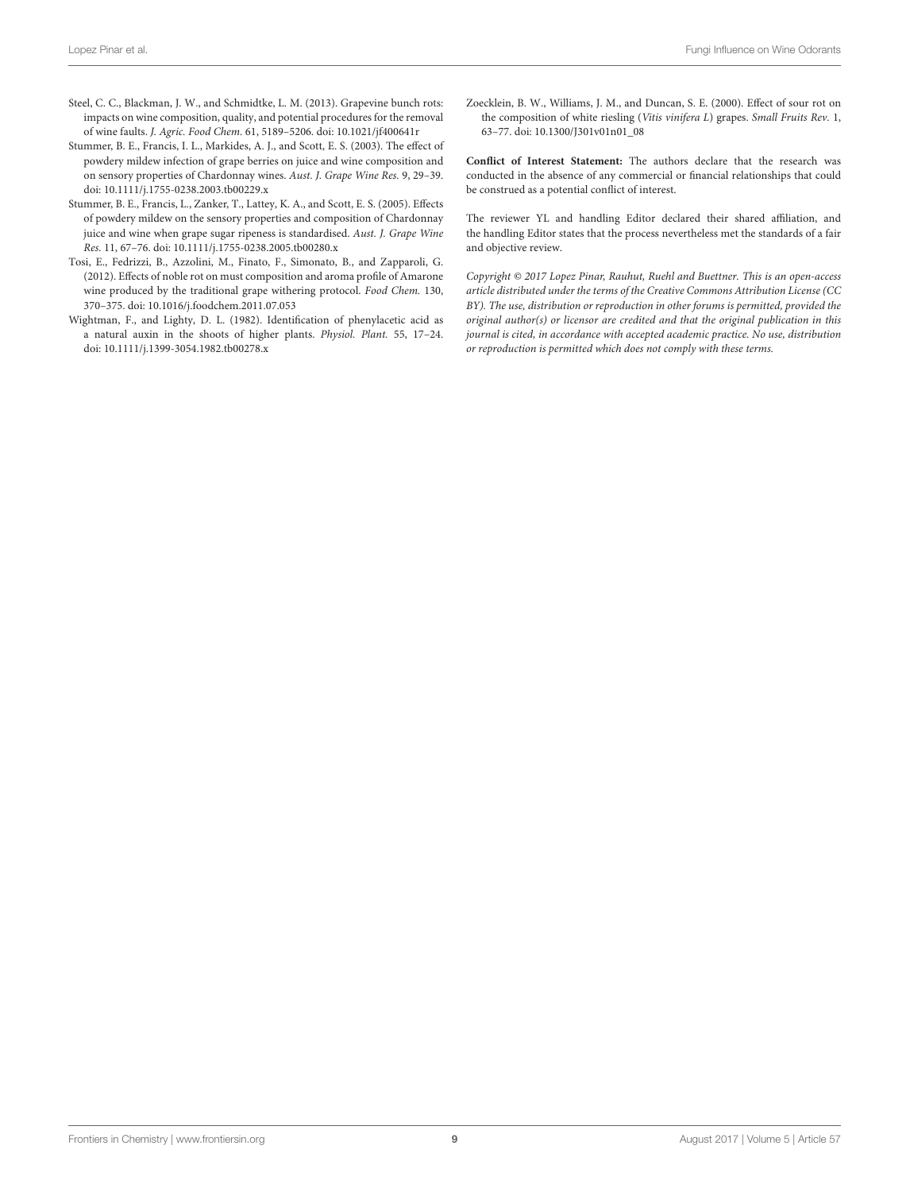Steel, C. C., Blackman, J. W., and Schmidtke, L. M. (2013). Grapevine bunch rots: impacts on wine composition, quality, and potential procedures for the removal of wine faults. *J. Agric. Food Chem.* 61, 5189–5206. doi: 10.1021/jf400641r

Stummer, B. E., Francis, I. L., Markides, A. J., and Scott, E. S. (2003). The effect of powdery mildew infection of grape berries on juice and wine composition and on sensory properties of Chardonnay wines. *Aust. J. Grape Wine Res.* 9, 29–39. doi: 10.1111/j.1755-0238.2003.tb00229.x

Stummer, B. E., Francis, L., Zanker, T., Lattey, K. A., and Scott, E. S. (2005). Effects of powdery mildew on the sensory properties and composition of Chardonnay juice and wine when grape sugar ripeness is standardised. *Aust. J. Grape Wine Res.* 11, 67–76. doi: 10.1111/j.1755-0238.2005.tb00280.x

Tosi, E., Fedrizzi, B., Azzolini, M., Finato, F., Simonato, B., and Zapparoli, G. (2012). Effects of noble rot on must composition and aroma profile of Amarone wine produced by the traditional grape withering protocol. *Food Chem.* 130, 370–375. doi: 10.1016/j.foodchem.2011.07.053

Wightman, F., and Lighty, D. L. (1982). Identification of phenylacetic acid as a natural auxin in the shoots of higher plants. *Physiol. Plant.* 55, 17–24. doi: 10.1111/j.1399-3054.1982.tb00278.x

Zoecklein, B. W., Williams, J. M., and Duncan, S. E. (2000). Effect of sour rot on the composition of white riesling (*Vitis vinifera L*) grapes. *Small Fruits Rev.* 1, 63–77. doi: 10.1300/J301v01n01_08

**Conflict of Interest Statement:** The authors declare that the research was conducted in the absence of any commercial or financial relationships that could be construed as a potential conflict of interest.

The reviewer YL and handling Editor declared their shared affiliation, and the handling Editor states that the process nevertheless met the standards of a fair and objective review.

*Copyright © 2017 Lopez Pinar, Rauhut, Ruehl and Buettner. This is an open-access article distributed under the terms of the Creative Commons Attribution License (CC BY). The use, distribution or reproduction in other forums is permitted, provided the original author(s) or licensor are credited and that the original publication in this journal is cited, in accordance with accepted academic practice. No use, distribution or reproduction is permitted which does not comply with these terms.*